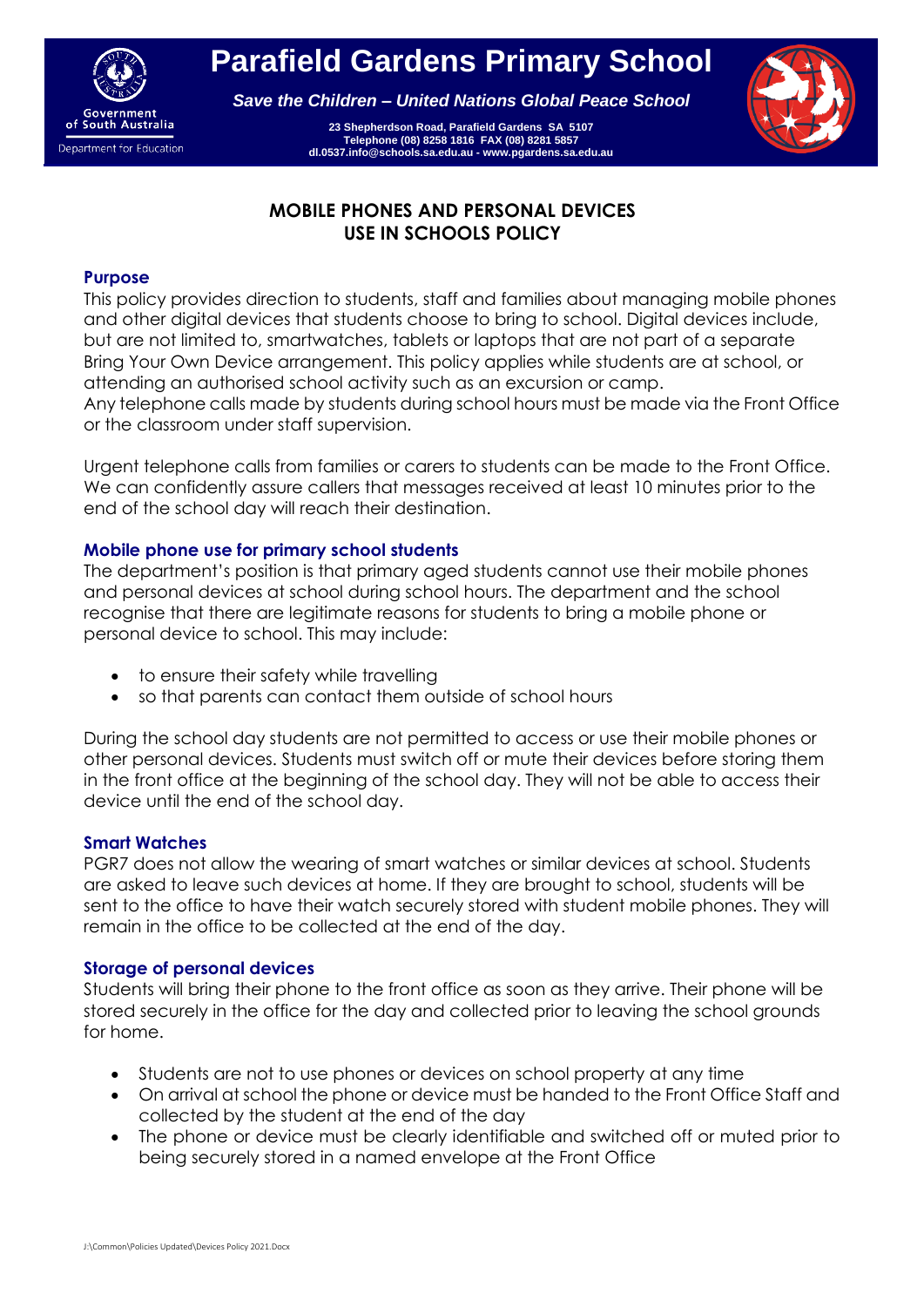# Parafield Gardens Primary School

***Save the Children – United Nations Global Peace School***

**23 Shepherdson Road, Parafield Gardens SA 5107**
**Telephone (08) 8258 1816 FAX (08) 8281 5857**
**dl.0537.info@schools.sa.edu.au - www.pgardens.sa.edu.au**

## MOBILE PHONES AND PERSONAL DEVICES USE IN SCHOOLS POLICY

### Purpose

This policy provides direction to students, staff and families about managing mobile phones and other digital devices that students choose to bring to school. Digital devices include, but are not limited to, smartwatches, tablets or laptops that are not part of a separate Bring Your Own Device arrangement. This policy applies while students are at school, or attending an authorised school activity such as an excursion or camp.
Any telephone calls made by students during school hours must be made via the Front Office or the classroom under staff supervision.

Urgent telephone calls from families or carers to students can be made to the Front Office. We can confidently assure callers that messages received at least 10 minutes prior to the end of the school day will reach their destination.

### Mobile phone use for primary school students

The department's position is that primary aged students cannot use their mobile phones and personal devices at school during school hours. The department and the school recognise that there are legitimate reasons for students to bring a mobile phone or personal device to school. This may include:

- to ensure their safety while travelling
- so that parents can contact them outside of school hours

During the school day students are not permitted to access or use their mobile phones or other personal devices. Students must switch off or mute their devices before storing them in the front office at the beginning of the school day. They will not be able to access their device until the end of the school day.

### Smart Watches

PGR7 does not allow the wearing of smart watches or similar devices at school. Students are asked to leave such devices at home. If they are brought to school, students will be sent to the office to have their watch securely stored with student mobile phones. They will remain in the office to be collected at the end of the day.

### Storage of personal devices

Students will bring their phone to the front office as soon as they arrive. Their phone will be stored securely in the office for the day and collected prior to leaving the school grounds for home.

- Students are not to use phones or devices on school property at any time
- On arrival at school the phone or device must be handed to the Front Office Staff and collected by the student at the end of the day
- The phone or device must be clearly identifiable and switched off or muted prior to being securely stored in a named envelope at the Front Office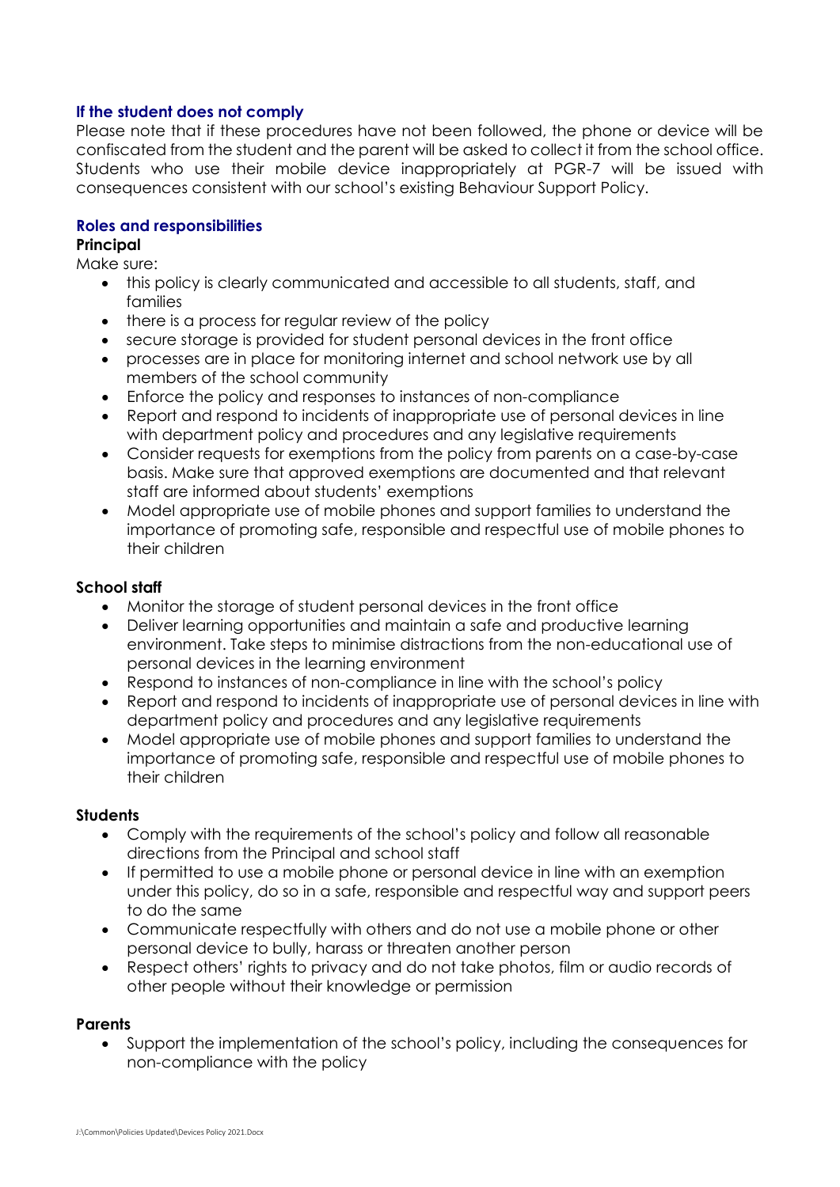### If the student does not comply

Please note that if these procedures have not been followed, the phone or device will be confiscated from the student and the parent will be asked to collect it from the school office. Students who use their mobile device inappropriately at PGR-7 will be issued with consequences consistent with our school's existing Behaviour Support Policy.

### Roles and responsibilities

**Principal**

Make sure:

- this policy is clearly communicated and accessible to all students, staff, and families
- there is a process for regular review of the policy
- secure storage is provided for student personal devices in the front office
- processes are in place for monitoring internet and school network use by all members of the school community
- Enforce the policy and responses to instances of non-compliance
- Report and respond to incidents of inappropriate use of personal devices in line with department policy and procedures and any legislative requirements
- Consider requests for exemptions from the policy from parents on a case-by-case basis. Make sure that approved exemptions are documented and that relevant staff are informed about students' exemptions
- Model appropriate use of mobile phones and support families to understand the importance of promoting safe, responsible and respectful use of mobile phones to their children

**School staff**

- Monitor the storage of student personal devices in the front office
- Deliver learning opportunities and maintain a safe and productive learning environment. Take steps to minimise distractions from the non-educational use of personal devices in the learning environment
- Respond to instances of non-compliance in line with the school's policy
- Report and respond to incidents of inappropriate use of personal devices in line with department policy and procedures and any legislative requirements
- Model appropriate use of mobile phones and support families to understand the importance of promoting safe, responsible and respectful use of mobile phones to their children

**Students**

- Comply with the requirements of the school's policy and follow all reasonable directions from the Principal and school staff
- If permitted to use a mobile phone or personal device in line with an exemption under this policy, do so in a safe, responsible and respectful way and support peers to do the same
- Communicate respectfully with others and do not use a mobile phone or other personal device to bully, harass or threaten another person
- Respect others' rights to privacy and do not take photos, film or audio records of other people without their knowledge or permission

**Parents**

- Support the implementation of the school's policy, including the consequences for non-compliance with the policy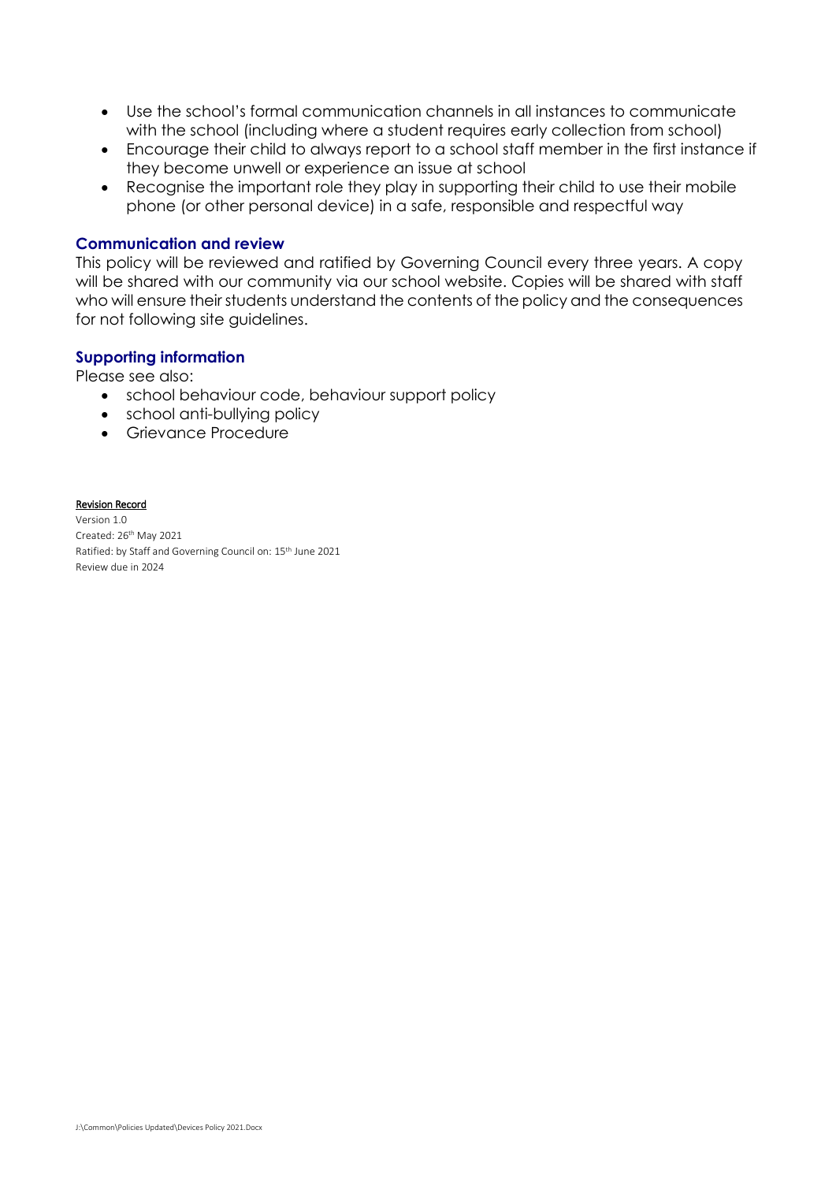- Use the school's formal communication channels in all instances to communicate with the school (including where a student requires early collection from school)
- Encourage their child to always report to a school staff member in the first instance if they become unwell or experience an issue at school
- Recognise the important role they play in supporting their child to use their mobile phone (or other personal device) in a safe, responsible and respectful way

### Communication and review

This policy will be reviewed and ratified by Governing Council every three years. A copy will be shared with our community via our school website. Copies will be shared with staff who will ensure their students understand the contents of the policy and the consequences for not following site guidelines.

### Supporting information

Please see also:

- school behaviour code, behaviour support policy
- school anti-bullying policy
- Grievance Procedure

Revision Record

Version 1.0
Created: 26th May 2021
Ratified: by Staff and Governing Council on: 15th June 2021
Review due in 2024

J:\Common\Policies Updated\Devices Policy 2021.Docx